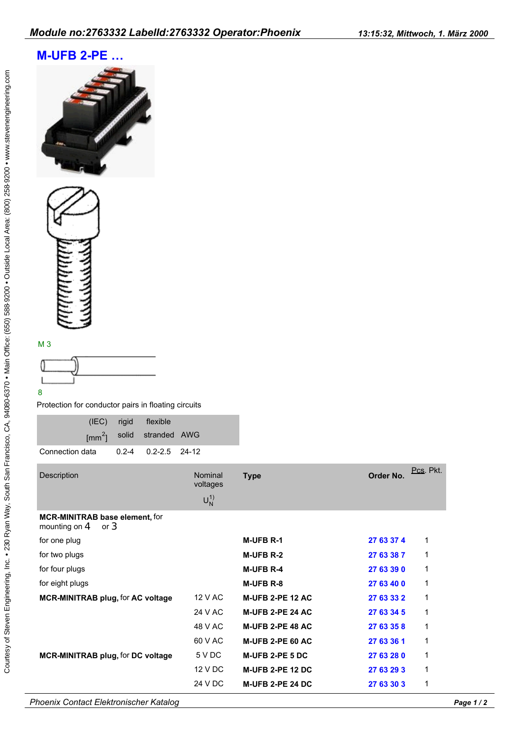# M-UFB 2-PE …

M 3

8

Protection for conductor pairs in floating circuits

| | (IEC) rigid solid [mm$^2$] | flexible stranded | AWG |
|---|---|---|---|
| Connection data | 0.2-4 | 0.2-2.5 | 24-12 |

| Description | Nominal voltages $U_N^{1)}$ | Type | Order No. | Pcs. Pkt. |
|---|---|---|---|---|
| **MCR-MINITRAB base element,** for mounting on 4 or 3 | | | | |
| for one plug | | **M-UFB R-1** | **27 63 37 4** | 1 |
| for two plugs | | **M-UFB R-2** | **27 63 38 7** | 1 |
| for four plugs | | **M-UFB R-4** | **27 63 39 0** | 1 |
| for eight plugs | | **M-UFB R-8** | **27 63 40 0** | 1 |
| **MCR-MINITRAB plug,** for **AC voltage** | 12 V AC | **M-UFB 2-PE 12 AC** | **27 63 33 2** | 1 |
| | 24 V AC | **M-UFB 2-PE 24 AC** | **27 63 34 5** | 1 |
| | 48 V AC | **M-UFB 2-PE 48 AC** | **27 63 35 8** | 1 |
| | 60 V AC | **M-UFB 2-PE 60 AC** | **27 63 36 1** | 1 |
| **MCR-MINITRAB plug,** for **DC voltage** | 5 V DC | **M-UFB 2-PE 5 DC** | **27 63 28 0** | 1 |
| | 12 V DC | **M-UFB 2-PE 12 DC** | **27 63 29 3** | 1 |
| | 24 V DC | **M-UFB 2-PE 24 DC** | **27 63 30 3** | 1 |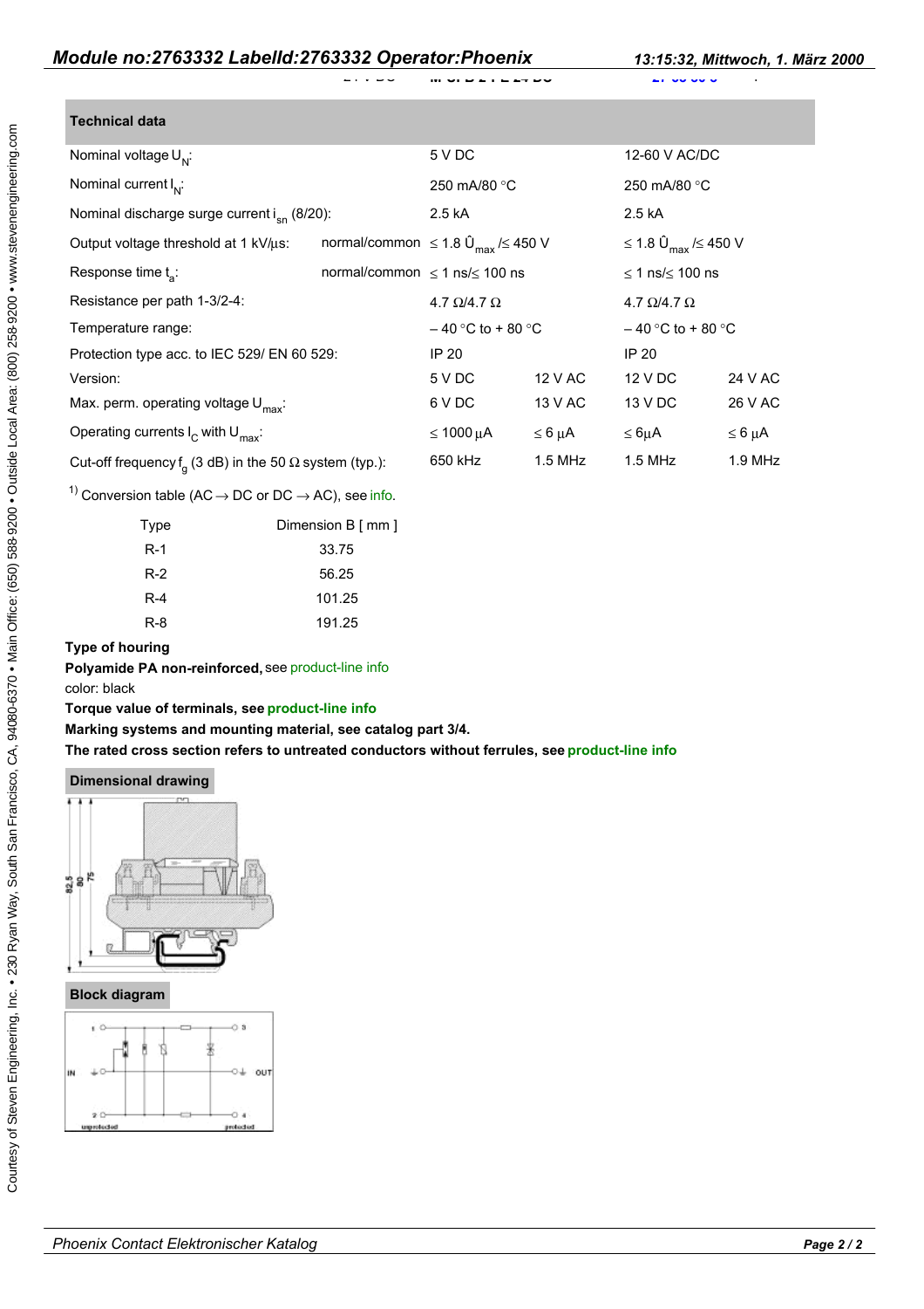## Technical data

| | | | | | |
|---|---|---|---|---|---|
| Nominal voltage $U_N$: | | 5 V DC | | 12-60 V AC/DC | |
| Nominal current $I_N$: | | 250 mA/80 °C | | 250 mA/80 °C | |
| Nominal discharge surge current $i_{sn}$ (8/20): | | 2.5 kA | | 2.5 kA | |
| Output voltage threshold at 1 kV/µs: | normal/common | ≤ 1.8 $\hat{U}_{max}$ /≤ 450 V | | ≤ 1.8 $\hat{U}_{max}$ /≤ 450 V | |
| Response time $t_a$: | normal/common | ≤ 1 ns/≤ 100 ns | | ≤ 1 ns/≤ 100 ns | |
| Resistance per path 1-3/2-4: | | 4.7 Ω/4.7 Ω | | 4.7 Ω/4.7 Ω | |
| Temperature range: | | – 40 °C to + 80 °C | | – 40 °C to + 80 °C | |
| Protection type acc. to IEC 529/ EN 60 529: | | IP 20 | | IP 20 | |
| Version: | | 5 V DC | 12 V AC | 12 V DC | 24 V AC |
| Max. perm. operating voltage $U_{max}$: | | 6 V DC | 13 V AC | 13 V DC | 26 V AC |
| Operating currents $I_C$ with $U_{max}$: | | ≤ 1000 µA | ≤ 6 µA | ≤ 6µA | ≤ 6 µA |
| Cut-off frequency $f_g$ (3 dB) in the 50 Ω system (typ.): | | 650 kHz | 1.5 MHz | 1.5 MHz | 1.9 MHz |

[1] Conversion table (AC → DC or DC → AC), see info.

| Type | Dimension B [ mm ] |
|---|---|
| R-1 | 33.75 |
| R-2 | 56.25 |
| R-4 | 101.25 |
| R-8 | 191.25 |

**Type of houring**

**Polyamide PA non-reinforced,** see product-line info

color: black

**Torque value of terminals, see product-line info**

**Marking systems and mounting material, see catalog part 3/4.**

**The rated cross section refers to untreated conductors without ferrules, see product-line info**

## Dimensional drawing

82.5
80
75

## Block diagram

1
3
IN
OUT
2
4
unprotected
protected